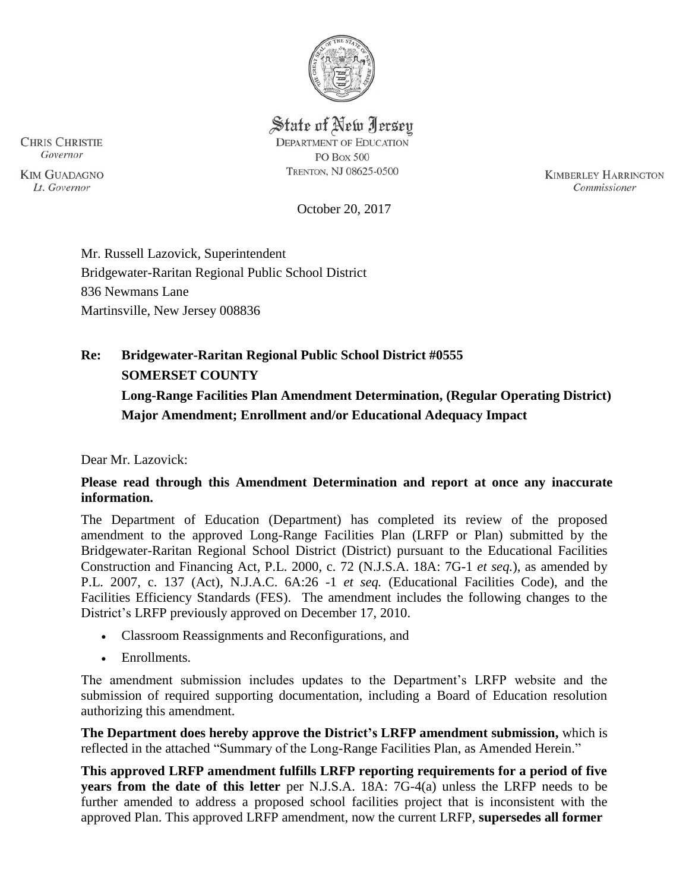State of New Jersey
DEPARTMENT OF EDUCATION
PO BOX 500
TRENTON, NJ 08625-0500

CHRIS CHRISTIE
*Governor*

KIM GUADAGNO
*Lt. Governor*

KIMBERLEY HARRINGTON
*Commissioner*

October 20, 2017

Mr. Russell Lazovick, Superintendent
Bridgewater-Raritan Regional Public School District
836 Newmans Lane
Martinsville, New Jersey 008836

**Re: Bridgewater-Raritan Regional Public School District #0555**
**SOMERSET COUNTY**
**Long-Range Facilities Plan Amendment Determination, (Regular Operating District)**
**Major Amendment; Enrollment and/or Educational Adequacy Impact**

Dear Mr. Lazovick:

**Please read through this Amendment Determination and report at once any inaccurate information.**

The Department of Education (Department) has completed its review of the proposed amendment to the approved Long-Range Facilities Plan (LRFP or Plan) submitted by the Bridgewater-Raritan Regional School District (District) pursuant to the Educational Facilities Construction and Financing Act, P.L. 2000, c. 72 (N.J.S.A. 18A: 7G-1 *et seq.*), as amended by P.L. 2007, c. 137 (Act), N.J.A.C. 6A:26 -1 *et seq.* (Educational Facilities Code), and the Facilities Efficiency Standards (FES). The amendment includes the following changes to the District's LRFP previously approved on December 17, 2010.

- Classroom Reassignments and Reconfigurations, and
- Enrollments.

The amendment submission includes updates to the Department's LRFP website and the submission of required supporting documentation, including a Board of Education resolution authorizing this amendment.

**The Department does hereby approve the District's LRFP amendment submission,** which is reflected in the attached "Summary of the Long-Range Facilities Plan, as Amended Herein."

**This approved LRFP amendment fulfills LRFP reporting requirements for a period of five years from the date of this letter** per N.J.S.A. 18A: 7G-4(a) unless the LRFP needs to be further amended to address a proposed school facilities project that is inconsistent with the approved Plan. This approved LRFP amendment, now the current LRFP, **supersedes all former**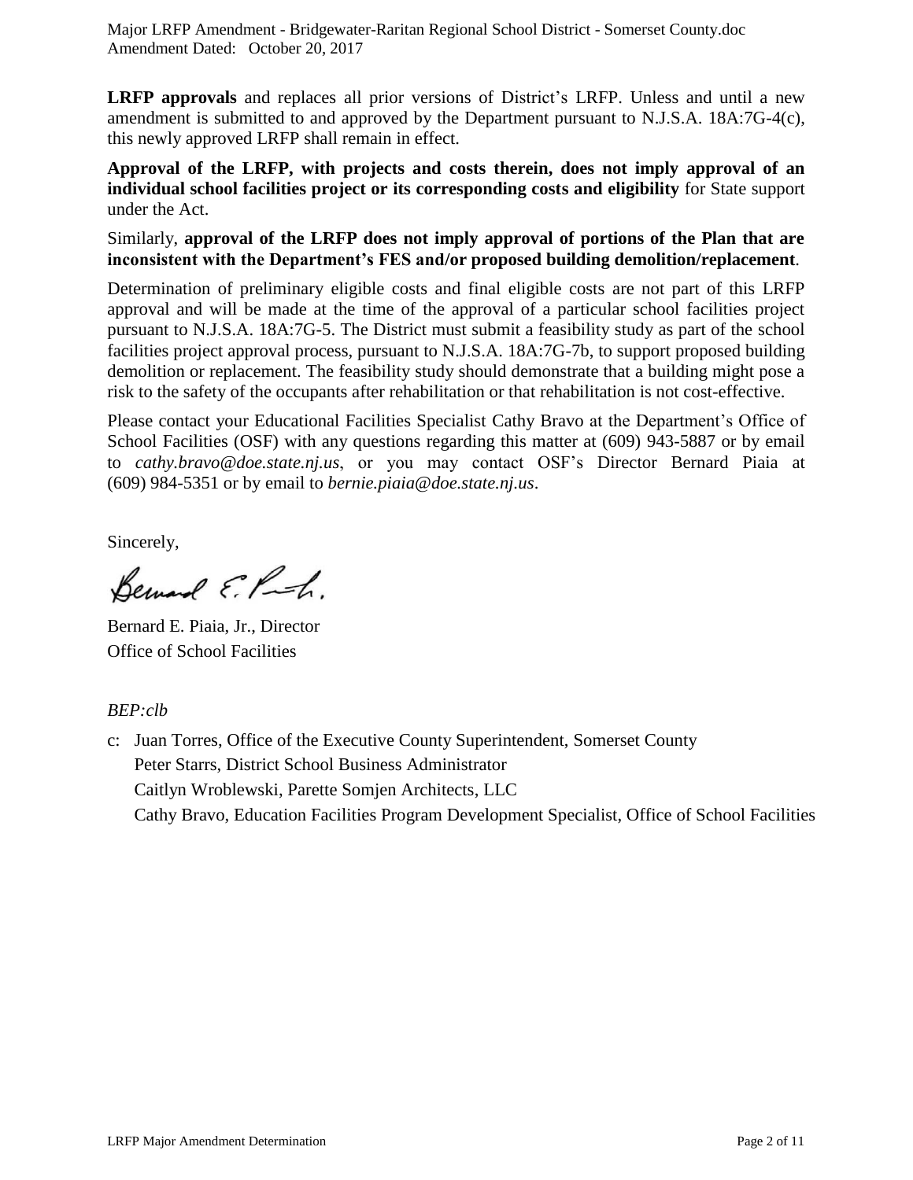**LRFP approvals** and replaces all prior versions of District's LRFP. Unless and until a new amendment is submitted to and approved by the Department pursuant to N.J.S.A. 18A:7G-4(c), this newly approved LRFP shall remain in effect.

**Approval of the LRFP, with projects and costs therein, does not imply approval of an individual school facilities project or its corresponding costs and eligibility** for State support under the Act.

Similarly, **approval of the LRFP does not imply approval of portions of the Plan that are inconsistent with the Department's FES and/or proposed building demolition/replacement**.

Determination of preliminary eligible costs and final eligible costs are not part of this LRFP approval and will be made at the time of the approval of a particular school facilities project pursuant to N.J.S.A. 18A:7G-5. The District must submit a feasibility study as part of the school facilities project approval process, pursuant to N.J.S.A. 18A:7G-7b, to support proposed building demolition or replacement. The feasibility study should demonstrate that a building might pose a risk to the safety of the occupants after rehabilitation or that rehabilitation is not cost-effective.

Please contact your Educational Facilities Specialist Cathy Bravo at the Department's Office of School Facilities (OSF) with any questions regarding this matter at (609) 943-5887 or by email to *cathy.bravo@doe.state.nj.us*, or you may contact OSF's Director Bernard Piaia at (609) 984-5351 or by email to *bernie.piaia@doe.state.nj.us*.

Sincerely,

Bernard E. Piaia, Jr., Director
Office of School Facilities

*BEP:clb*

c: Juan Torres, Office of the Executive County Superintendent, Somerset County
Peter Starrs, District School Business Administrator
Caitlyn Wroblewski, Parette Somjen Architects, LLC
Cathy Bravo, Education Facilities Program Development Specialist, Office of School Facilities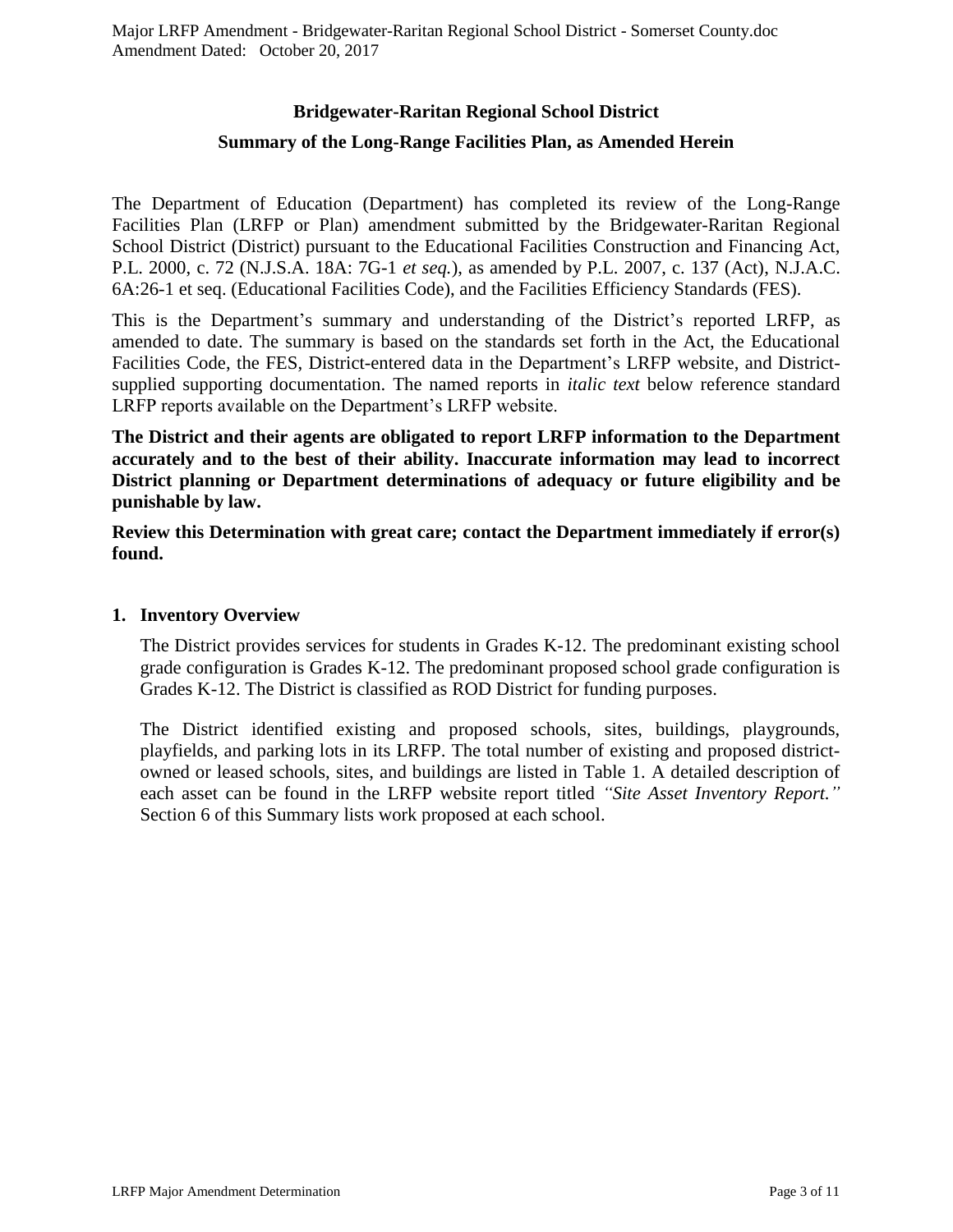## Bridgewater-Raritan Regional School District

### Summary of the Long-Range Facilities Plan, as Amended Herein

The Department of Education (Department) has completed its review of the Long-Range Facilities Plan (LRFP or Plan) amendment submitted by the Bridgewater-Raritan Regional School District (District) pursuant to the Educational Facilities Construction and Financing Act, P.L. 2000, c. 72 (N.J.S.A. 18A: 7G-1 *et seq.*), as amended by P.L. 2007, c. 137 (Act), N.J.A.C. 6A:26-1 et seq. (Educational Facilities Code), and the Facilities Efficiency Standards (FES).

This is the Department's summary and understanding of the District's reported LRFP, as amended to date. The summary is based on the standards set forth in the Act, the Educational Facilities Code, the FES, District-entered data in the Department's LRFP website, and District-supplied supporting documentation. The named reports in *italic text* below reference standard LRFP reports available on the Department's LRFP website.

**The District and their agents are obligated to report LRFP information to the Department accurately and to the best of their ability. Inaccurate information may lead to incorrect District planning or Department determinations of adequacy or future eligibility and be punishable by law.**

**Review this Determination with great care; contact the Department immediately if error(s) found.**

### 1. Inventory Overview

The District provides services for students in Grades K-12. The predominant existing school grade configuration is Grades K-12. The predominant proposed school grade configuration is Grades K-12. The District is classified as ROD District for funding purposes.

The District identified existing and proposed schools, sites, buildings, playgrounds, playfields, and parking lots in its LRFP. The total number of existing and proposed district-owned or leased schools, sites, and buildings are listed in Table 1. A detailed description of each asset can be found in the LRFP website report titled *"Site Asset Inventory Report."* Section 6 of this Summary lists work proposed at each school.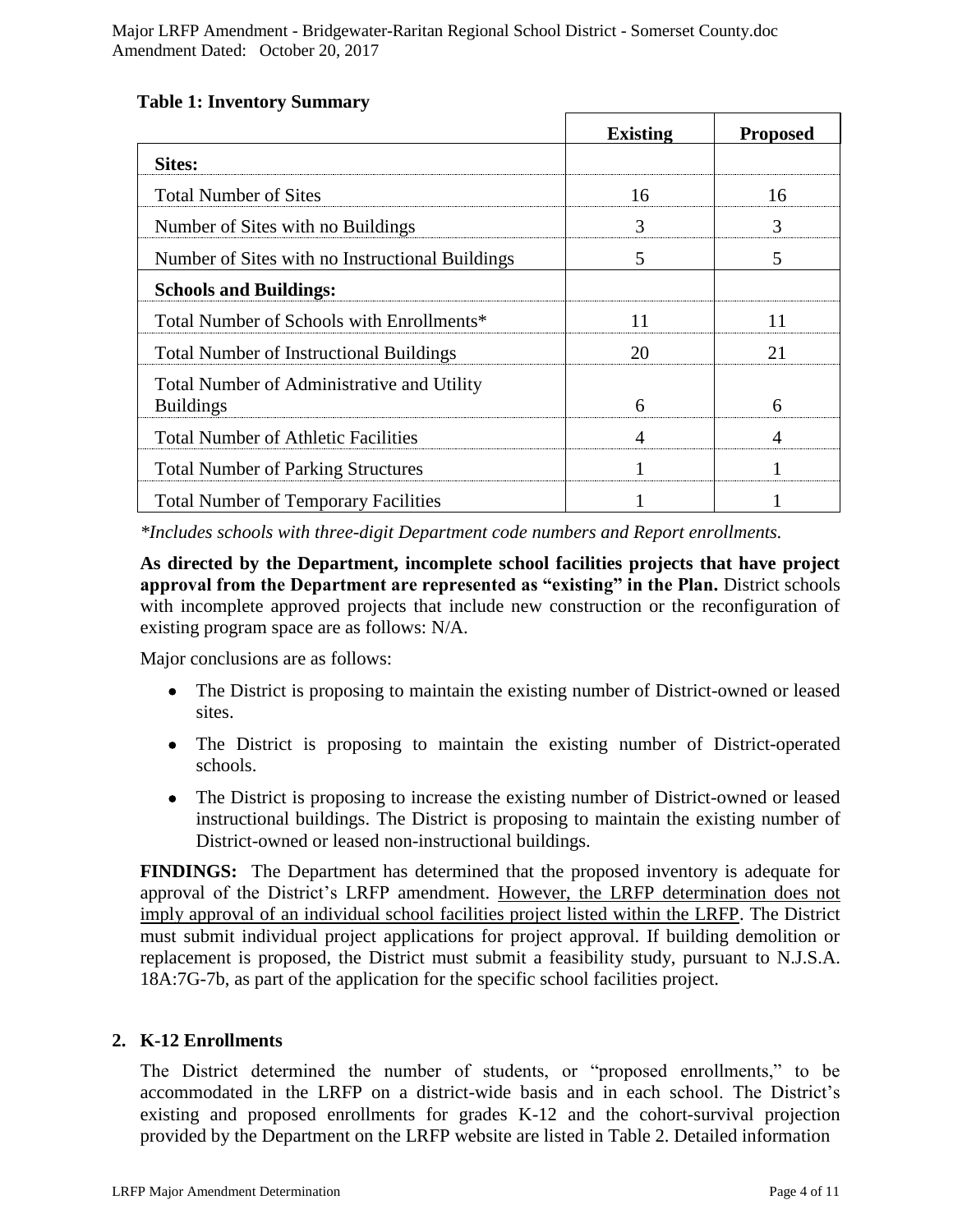**Table 1: Inventory Summary**

| | Existing | Proposed |
|---|---|---|
| **Sites:** | | |
| Total Number of Sites | 16 | 16 |
| Number of Sites with no Buildings | 3 | 3 |
| Number of Sites with no Instructional Buildings | 5 | 5 |
| **Schools and Buildings:** | | |
| Total Number of Schools with Enrollments* | 11 | 11 |
| Total Number of Instructional Buildings | 20 | 21 |
| Total Number of Administrative and Utility Buildings | 6 | 6 |
| Total Number of Athletic Facilities | 4 | 4 |
| Total Number of Parking Structures | 1 | 1 |
| Total Number of Temporary Facilities | 1 | 1 |

*\*Includes schools with three-digit Department code numbers and Report enrollments.*

**As directed by the Department, incomplete school facilities projects that have project approval from the Department are represented as "existing" in the Plan.** District schools with incomplete approved projects that include new construction or the reconfiguration of existing program space are as follows: N/A.

Major conclusions are as follows:

- The District is proposing to maintain the existing number of District-owned or leased sites.
- The District is proposing to maintain the existing number of District-operated schools.
- The District is proposing to increase the existing number of District-owned or leased instructional buildings. The District is proposing to maintain the existing number of District-owned or leased non-instructional buildings.

**FINDINGS:** The Department has determined that the proposed inventory is adequate for approval of the District's LRFP amendment. <u>However, the LRFP determination does not imply approval of an individual school facilities project listed within the LRFP</u>. The District must submit individual project applications for project approval. If building demolition or replacement is proposed, the District must submit a feasibility study, pursuant to N.J.S.A. 18A:7G-7b, as part of the application for the specific school facilities project.

## 2. K-12 Enrollments

The District determined the number of students, or "proposed enrollments," to be accommodated in the LRFP on a district-wide basis and in each school. The District's existing and proposed enrollments for grades K-12 and the cohort-survival projection provided by the Department on the LRFP website are listed in Table 2. Detailed information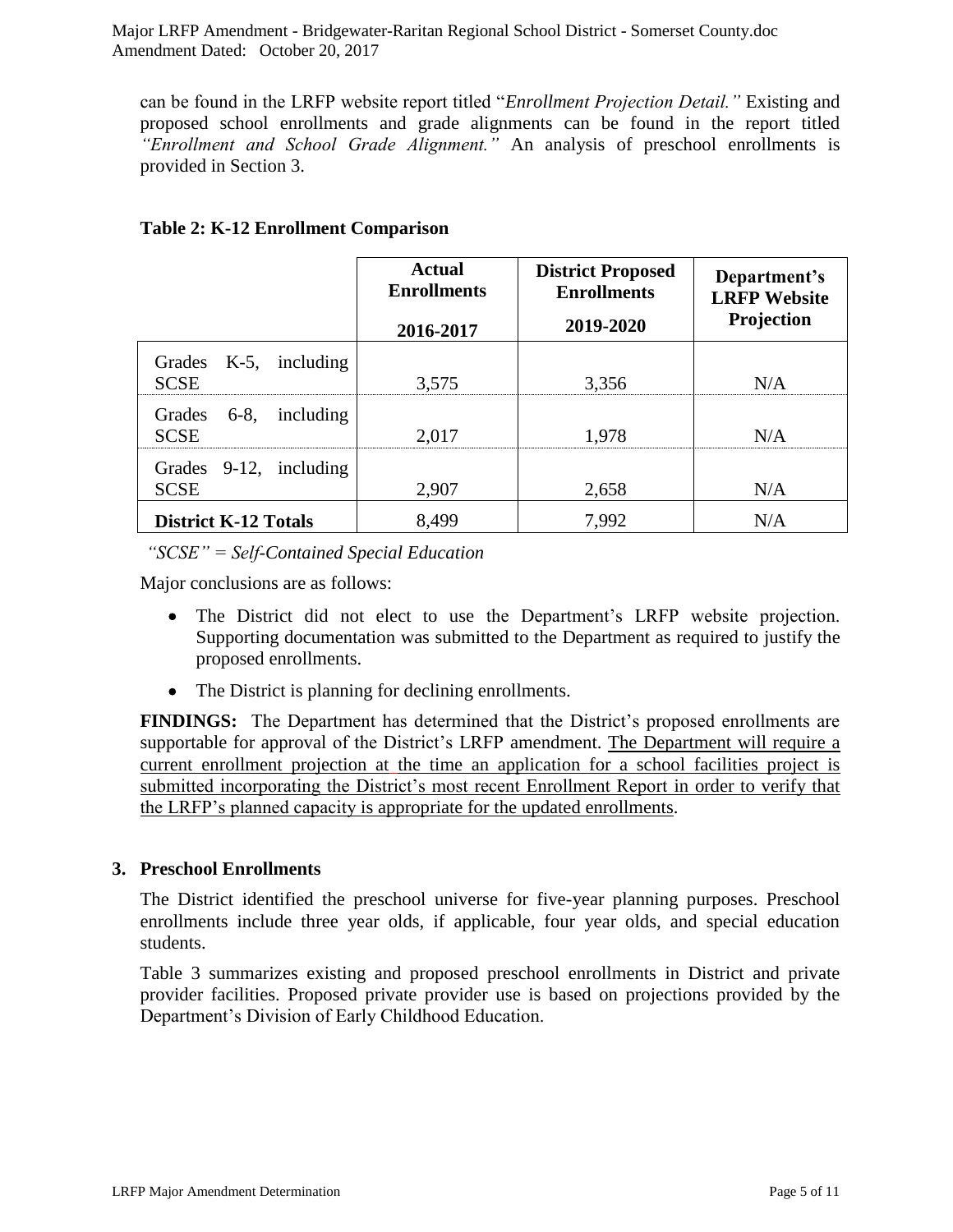can be found in the LRFP website report titled "*Enrollment Projection Detail.*" Existing and proposed school enrollments and grade alignments can be found in the report titled *"Enrollment and School Grade Alignment."* An analysis of preschool enrollments is provided in Section 3.

**Table 2: K-12 Enrollment Comparison**

| | **Actual Enrollments 2016-2017** | **District Proposed Enrollments 2019-2020** | **Department's LRFP Website Projection** |
|---|---|---|---|
| Grades K-5, including SCSE | 3,575 | 3,356 | N/A |
| Grades 6-8, including SCSE | 2,017 | 1,978 | N/A |
| Grades 9-12, including SCSE | 2,907 | 2,658 | N/A |
| **District K-12 Totals** | 8,499 | 7,992 | N/A |

*"SCSE" = Self-Contained Special Education*

Major conclusions are as follows:

- The District did not elect to use the Department's LRFP website projection. Supporting documentation was submitted to the Department as required to justify the proposed enrollments.
- The District is planning for declining enrollments.

**FINDINGS:** The Department has determined that the District's proposed enrollments are supportable for approval of the District's LRFP amendment. <u>The Department will require a current enrollment projection at the time an application for a school facilities project is submitted incorporating the District's most recent Enrollment Report in order to verify that the LRFP's planned capacity is appropriate for the updated enrollments</u>.

### 3. Preschool Enrollments

The District identified the preschool universe for five-year planning purposes. Preschool enrollments include three year olds, if applicable, four year olds, and special education students.

Table 3 summarizes existing and proposed preschool enrollments in District and private provider facilities. Proposed private provider use is based on projections provided by the Department's Division of Early Childhood Education.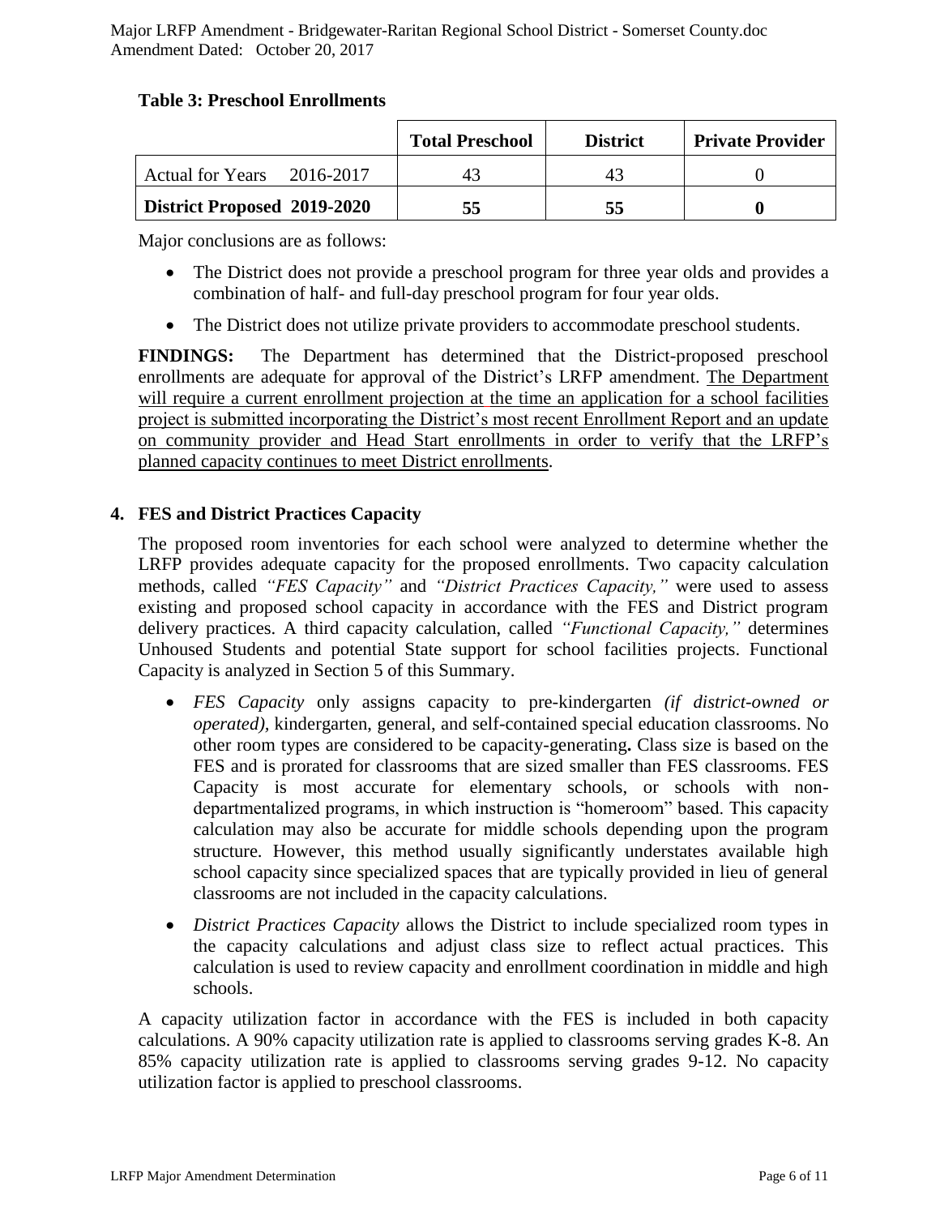**Table 3: Preschool Enrollments**

| | Total Preschool | District | Private Provider |
|---|---|---|---|
| Actual for Years 2016-2017 | 43 | 43 | 0 |
| **District Proposed 2019-2020** | **55** | **55** | **0** |

Major conclusions are as follows:

- The District does not provide a preschool program for three year olds and provides a combination of half- and full-day preschool program for four year olds.
- The District does not utilize private providers to accommodate preschool students.

**FINDINGS:** The Department has determined that the District-proposed preschool enrollments are adequate for approval of the District's LRFP amendment. The Department will require a current enrollment projection at the time an application for a school facilities project is submitted incorporating the District's most recent Enrollment Report and an update on community provider and Head Start enrollments in order to verify that the LRFP's planned capacity continues to meet District enrollments.

## 4. FES and District Practices Capacity

The proposed room inventories for each school were analyzed to determine whether the LRFP provides adequate capacity for the proposed enrollments. Two capacity calculation methods, called *"FES Capacity"* and *"District Practices Capacity,"* were used to assess existing and proposed school capacity in accordance with the FES and District program delivery practices. A third capacity calculation, called *"Functional Capacity,"* determines Unhoused Students and potential State support for school facilities projects. Functional Capacity is analyzed in Section 5 of this Summary.

- *FES Capacity* only assigns capacity to pre-kindergarten *(if district-owned or operated)*, kindergarten, general, and self-contained special education classrooms. No other room types are considered to be capacity-generating**.** Class size is based on the FES and is prorated for classrooms that are sized smaller than FES classrooms. FES Capacity is most accurate for elementary schools, or schools with non-departmentalized programs, in which instruction is "homeroom" based. This capacity calculation may also be accurate for middle schools depending upon the program structure. However, this method usually significantly understates available high school capacity since specialized spaces that are typically provided in lieu of general classrooms are not included in the capacity calculations.
- *District Practices Capacity* allows the District to include specialized room types in the capacity calculations and adjust class size to reflect actual practices. This calculation is used to review capacity and enrollment coordination in middle and high schools.

A capacity utilization factor in accordance with the FES is included in both capacity calculations. A 90% capacity utilization rate is applied to classrooms serving grades K-8. An 85% capacity utilization rate is applied to classrooms serving grades 9-12. No capacity utilization factor is applied to preschool classrooms.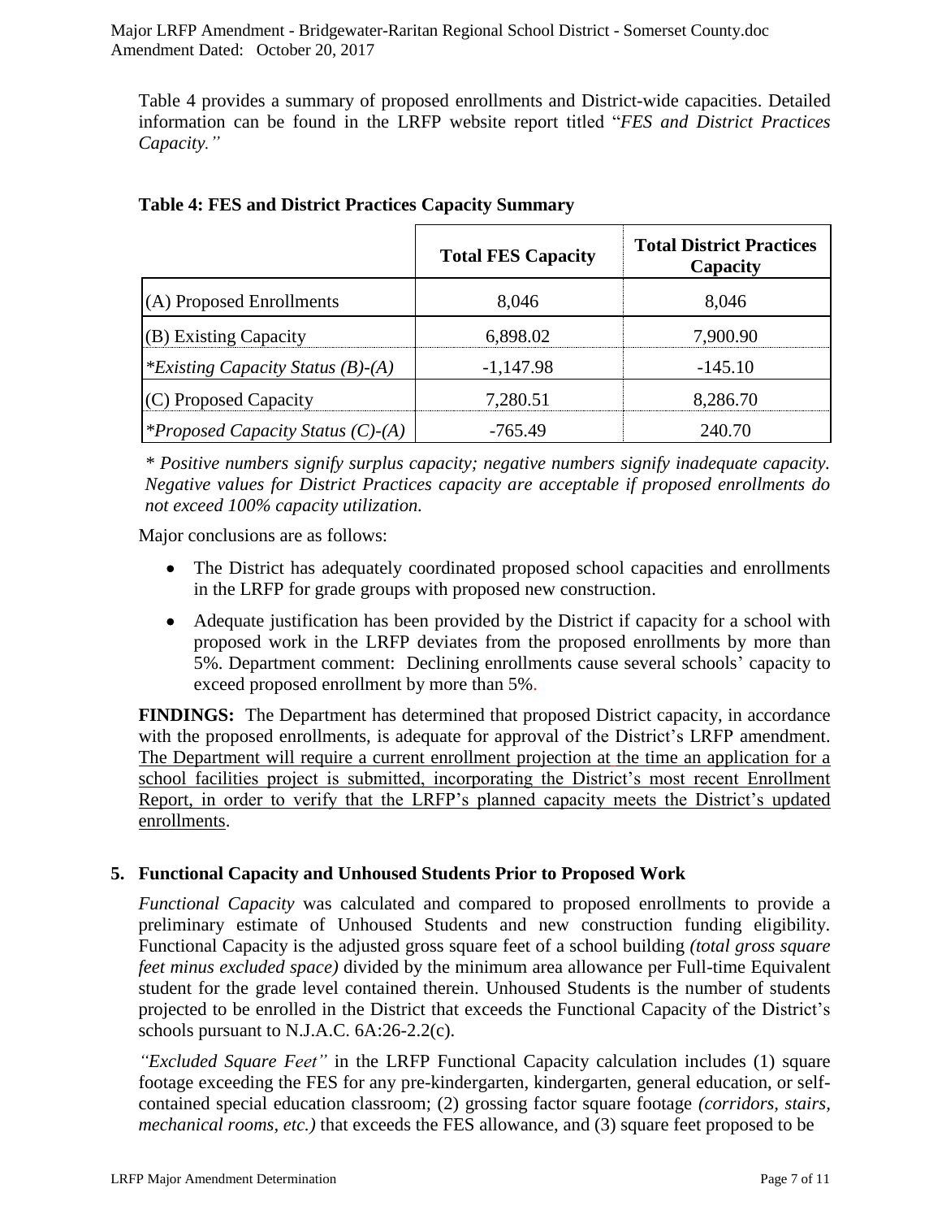Table 4 provides a summary of proposed enrollments and District-wide capacities. Detailed information can be found in the LRFP website report titled "*FES and District Practices Capacity.*"

**Table 4: FES and District Practices Capacity Summary**

| | **Total FES Capacity** | **Total District Practices Capacity** |
|---|---|---|
| (A) Proposed Enrollments | 8,046 | 8,046 |
| (B) Existing Capacity | 6,898.02 | 7,900.90 |
| *\*Existing Capacity Status (B)-(A)* | -1,147.98 | -145.10 |
| (C) Proposed Capacity | 7,280.51 | 8,286.70 |
| *\*Proposed Capacity Status (C)-(A)* | -765.49 | 240.70 |

*\* Positive numbers signify surplus capacity; negative numbers signify inadequate capacity. Negative values for District Practices capacity are acceptable if proposed enrollments do not exceed 100% capacity utilization.*

Major conclusions are as follows:

- The District has adequately coordinated proposed school capacities and enrollments in the LRFP for grade groups with proposed new construction.
- Adequate justification has been provided by the District if capacity for a school with proposed work in the LRFP deviates from the proposed enrollments by more than 5%. Department comment: Declining enrollments cause several schools' capacity to exceed proposed enrollment by more than 5%.

**FINDINGS:** The Department has determined that proposed District capacity, in accordance with the proposed enrollments, is adequate for approval of the District's LRFP amendment. <u>The Department will require a current enrollment projection at the time an application for a school facilities project is submitted, incorporating the District's most recent Enrollment Report, in order to verify that the LRFP's planned capacity meets the District's updated enrollments</u>.

## 5. Functional Capacity and Unhoused Students Prior to Proposed Work

*Functional Capacity* was calculated and compared to proposed enrollments to provide a preliminary estimate of Unhoused Students and new construction funding eligibility. Functional Capacity is the adjusted gross square feet of a school building *(total gross square feet minus excluded space)* divided by the minimum area allowance per Full-time Equivalent student for the grade level contained therein. Unhoused Students is the number of students projected to be enrolled in the District that exceeds the Functional Capacity of the District's schools pursuant to N.J.A.C. 6A:26-2.2(c).

*"Excluded Square Feet"* in the LRFP Functional Capacity calculation includes (1) square footage exceeding the FES for any pre-kindergarten, kindergarten, general education, or self-contained special education classroom; (2) grossing factor square footage *(corridors, stairs, mechanical rooms, etc.)* that exceeds the FES allowance, and (3) square feet proposed to be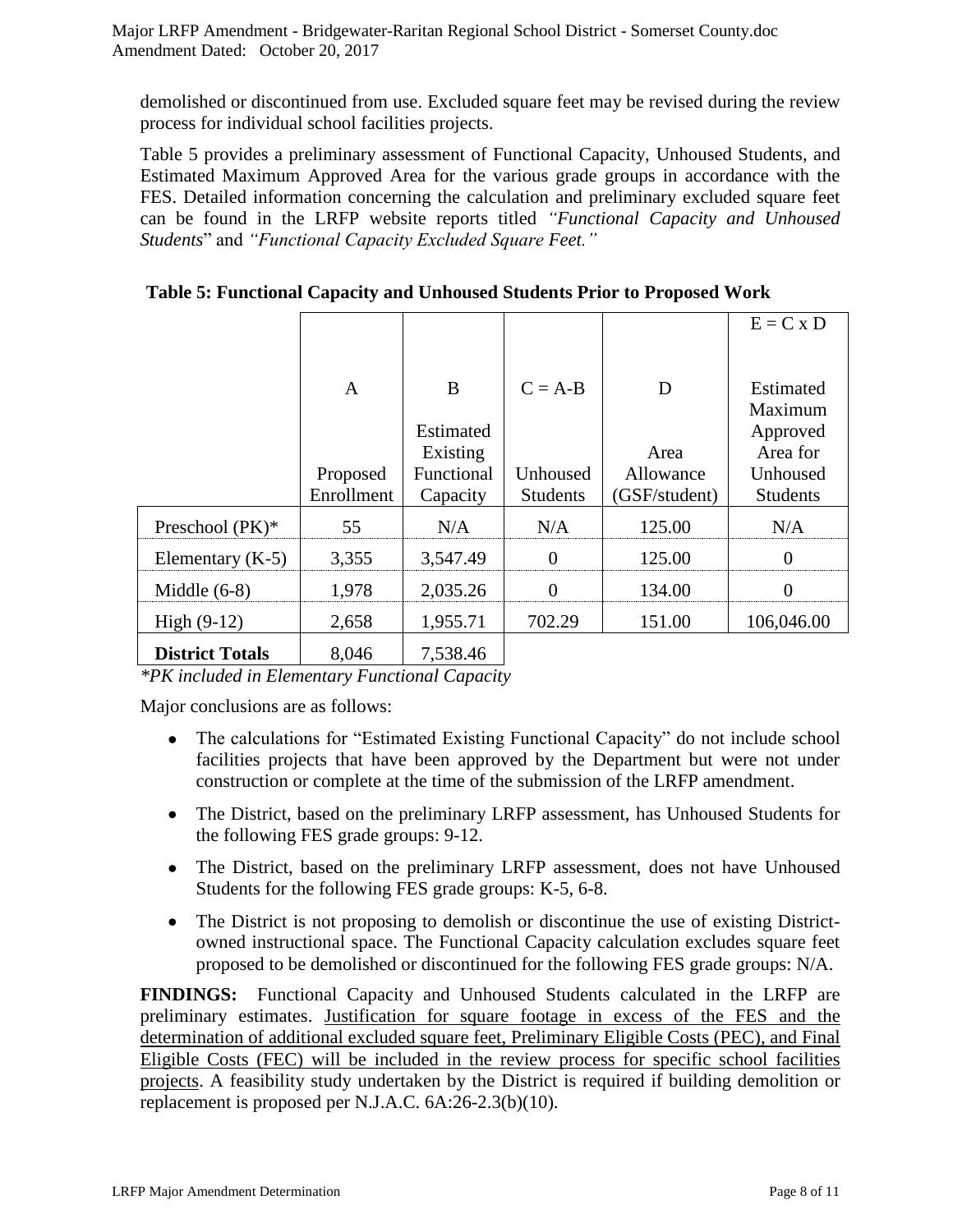demolished or discontinued from use. Excluded square feet may be revised during the review process for individual school facilities projects.

Table 5 provides a preliminary assessment of Functional Capacity, Unhoused Students, and Estimated Maximum Approved Area for the various grade groups in accordance with the FES. Detailed information concerning the calculation and preliminary excluded square feet can be found in the LRFP website reports titled *"Functional Capacity and Unhoused Students*" and *"Functional Capacity Excluded Square Feet."*

**Table 5: Functional Capacity and Unhoused Students Prior to Proposed Work**

| | A | B | C = A-B | D | E = C x D |
|---|---|---|---|---|---|
| | Proposed Enrollment | Estimated Existing Functional Capacity | Unhoused Students | Area Allowance (GSF/student) | Estimated Maximum Approved Area for Unhoused Students |
| Preschool (PK)* | 55 | N/A | N/A | 125.00 | N/A |
| Elementary (K-5) | 3,355 | 3,547.49 | 0 | 125.00 | 0 |
| Middle (6-8) | 1,978 | 2,035.26 | 0 | 134.00 | 0 |
| High (9-12) | 2,658 | 1,955.71 | 702.29 | 151.00 | 106,046.00 |
| **District Totals** | 8,046 | 7,538.46 | | | |

*\*PK included in Elementary Functional Capacity*

Major conclusions are as follows:

- The calculations for "Estimated Existing Functional Capacity" do not include school facilities projects that have been approved by the Department but were not under construction or complete at the time of the submission of the LRFP amendment.
- The District, based on the preliminary LRFP assessment, has Unhoused Students for the following FES grade groups: 9-12.
- The District, based on the preliminary LRFP assessment, does not have Unhoused Students for the following FES grade groups: K-5, 6-8.
- The District is not proposing to demolish or discontinue the use of existing District-owned instructional space. The Functional Capacity calculation excludes square feet proposed to be demolished or discontinued for the following FES grade groups: N/A.

**FINDINGS:** Functional Capacity and Unhoused Students calculated in the LRFP are preliminary estimates. <u>Justification for square footage in excess of the FES and the determination of additional excluded square feet, Preliminary Eligible Costs (PEC), and Final Eligible Costs (FEC) will be included in the review process for specific school facilities projects</u>. A feasibility study undertaken by the District is required if building demolition or replacement is proposed per N.J.A.C. 6A:26-2.3(b)(10).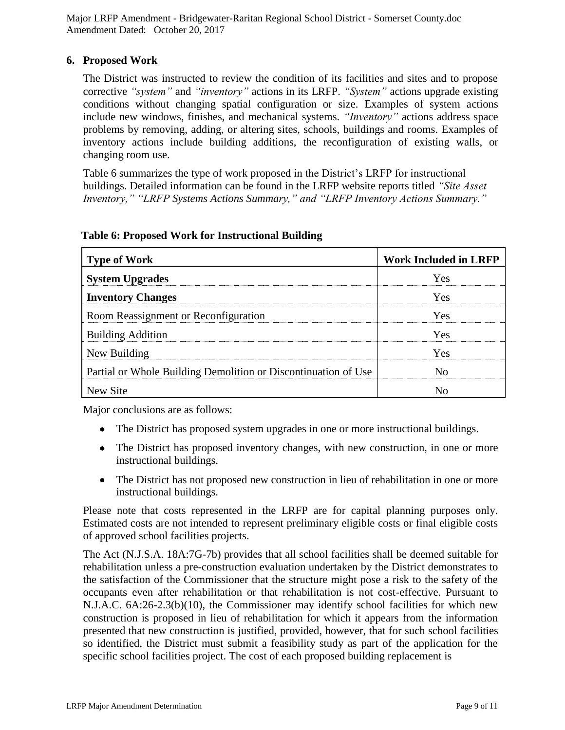## 6. Proposed Work

The District was instructed to review the condition of its facilities and sites and to propose corrective *"system"* and *"inventory"* actions in its LRFP. *"System"* actions upgrade existing conditions without changing spatial configuration or size. Examples of system actions include new windows, finishes, and mechanical systems. *"Inventory"* actions address space problems by removing, adding, or altering sites, schools, buildings and rooms. Examples of inventory actions include building additions, the reconfiguration of existing walls, or changing room use.

Table 6 summarizes the type of work proposed in the District's LRFP for instructional buildings. Detailed information can be found in the LRFP website reports titled *"Site Asset Inventory," "LRFP Systems Actions Summary," and "LRFP Inventory Actions Summary."*

**Table 6: Proposed Work for Instructional Building**

| Type of Work | Work Included in LRFP |
|---|---|
| **System Upgrades** | Yes |
| **Inventory Changes** | Yes |
| Room Reassignment or Reconfiguration | Yes |
| Building Addition | Yes |
| New Building | Yes |
| Partial or Whole Building Demolition or Discontinuation of Use | No |
| New Site | No |

Major conclusions are as follows:

- The District has proposed system upgrades in one or more instructional buildings.
- The District has proposed inventory changes, with new construction, in one or more instructional buildings.
- The District has not proposed new construction in lieu of rehabilitation in one or more instructional buildings.

Please note that costs represented in the LRFP are for capital planning purposes only. Estimated costs are not intended to represent preliminary eligible costs or final eligible costs of approved school facilities projects.

The Act (N.J.S.A. 18A:7G-7b) provides that all school facilities shall be deemed suitable for rehabilitation unless a pre-construction evaluation undertaken by the District demonstrates to the satisfaction of the Commissioner that the structure might pose a risk to the safety of the occupants even after rehabilitation or that rehabilitation is not cost-effective. Pursuant to N.J.A.C. 6A:26-2.3(b)(10), the Commissioner may identify school facilities for which new construction is proposed in lieu of rehabilitation for which it appears from the information presented that new construction is justified, provided, however, that for such school facilities so identified, the District must submit a feasibility study as part of the application for the specific school facilities project. The cost of each proposed building replacement is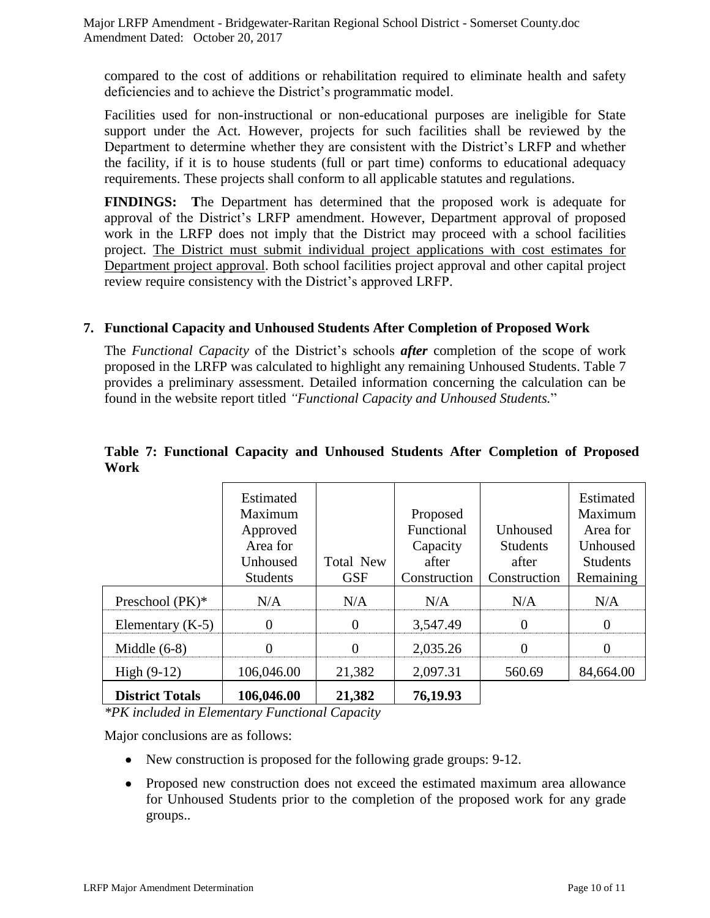compared to the cost of additions or rehabilitation required to eliminate health and safety deficiencies and to achieve the District's programmatic model.

Facilities used for non-instructional or non-educational purposes are ineligible for State support under the Act. However, projects for such facilities shall be reviewed by the Department to determine whether they are consistent with the District's LRFP and whether the facility, if it is to house students (full or part time) conforms to educational adequacy requirements. These projects shall conform to all applicable statutes and regulations.

**FINDINGS:** The Department has determined that the proposed work is adequate for approval of the District's LRFP amendment. However, Department approval of proposed work in the LRFP does not imply that the District may proceed with a school facilities project. The District must submit individual project applications with cost estimates for Department project approval. Both school facilities project approval and other capital project review require consistency with the District's approved LRFP.

## 7. Functional Capacity and Unhoused Students After Completion of Proposed Work

The *Functional Capacity* of the District's schools ***after*** completion of the scope of work proposed in the LRFP was calculated to highlight any remaining Unhoused Students. Table 7 provides a preliminary assessment. Detailed information concerning the calculation can be found in the website report titled *"Functional Capacity and Unhoused Students.*"

**Table 7: Functional Capacity and Unhoused Students After Completion of Proposed Work**

| | Estimated Maximum Approved Area for Unhoused Students | Total New GSF | Proposed Functional Capacity after Construction | Unhoused Students after Construction | Estimated Maximum Area for Unhoused Students Remaining |
|---|---|---|---|---|---|
| Preschool (PK)* | N/A | N/A | N/A | N/A | N/A |
| Elementary (K-5) | 0 | 0 | 3,547.49 | 0 | 0 |
| Middle (6-8) | 0 | 0 | 2,035.26 | 0 | 0 |
| High (9-12) | 106,046.00 | 21,382 | 2,097.31 | 560.69 | 84,664.00 |
| **District Totals** | **106,046.00** | **21,382** | **76,19.93** | | |

*\*PK included in Elementary Functional Capacity*

Major conclusions are as follows:

- New construction is proposed for the following grade groups: 9-12.
- Proposed new construction does not exceed the estimated maximum area allowance for Unhoused Students prior to the completion of the proposed work for any grade groups..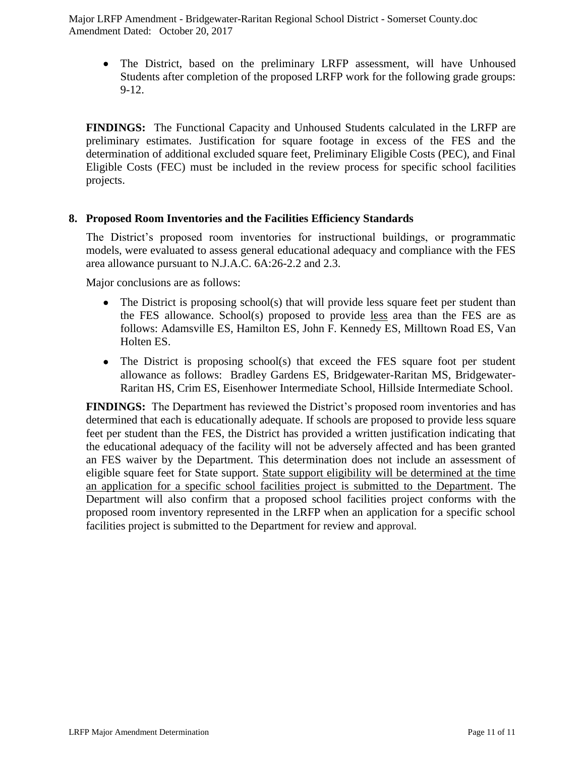- The District, based on the preliminary LRFP assessment, will have Unhoused Students after completion of the proposed LRFP work for the following grade groups: 9-12.

**FINDINGS:** The Functional Capacity and Unhoused Students calculated in the LRFP are preliminary estimates. Justification for square footage in excess of the FES and the determination of additional excluded square feet, Preliminary Eligible Costs (PEC), and Final Eligible Costs (FEC) must be included in the review process for specific school facilities projects.

## 8. Proposed Room Inventories and the Facilities Efficiency Standards

The District's proposed room inventories for instructional buildings, or programmatic models, were evaluated to assess general educational adequacy and compliance with the FES area allowance pursuant to N.J.A.C. 6A:26-2.2 and 2.3.

Major conclusions are as follows:

- The District is proposing school(s) that will provide less square feet per student than the FES allowance. School(s) proposed to provide <u>less</u> area than the FES are as follows: Adamsville ES, Hamilton ES, John F. Kennedy ES, Milltown Road ES, Van Holten ES.
- The District is proposing school(s) that exceed the FES square foot per student allowance as follows: Bradley Gardens ES, Bridgewater-Raritan MS, Bridgewater-Raritan HS, Crim ES, Eisenhower Intermediate School, Hillside Intermediate School.

**FINDINGS:** The Department has reviewed the District's proposed room inventories and has determined that each is educationally adequate. If schools are proposed to provide less square feet per student than the FES, the District has provided a written justification indicating that the educational adequacy of the facility will not be adversely affected and has been granted an FES waiver by the Department. This determination does not include an assessment of eligible square feet for State support. <u>State support eligibility will be determined at the time an application for a specific school facilities project is submitted to the Department</u>. The Department will also confirm that a proposed school facilities project conforms with the proposed room inventory represented in the LRFP when an application for a specific school facilities project is submitted to the Department for review and approval.